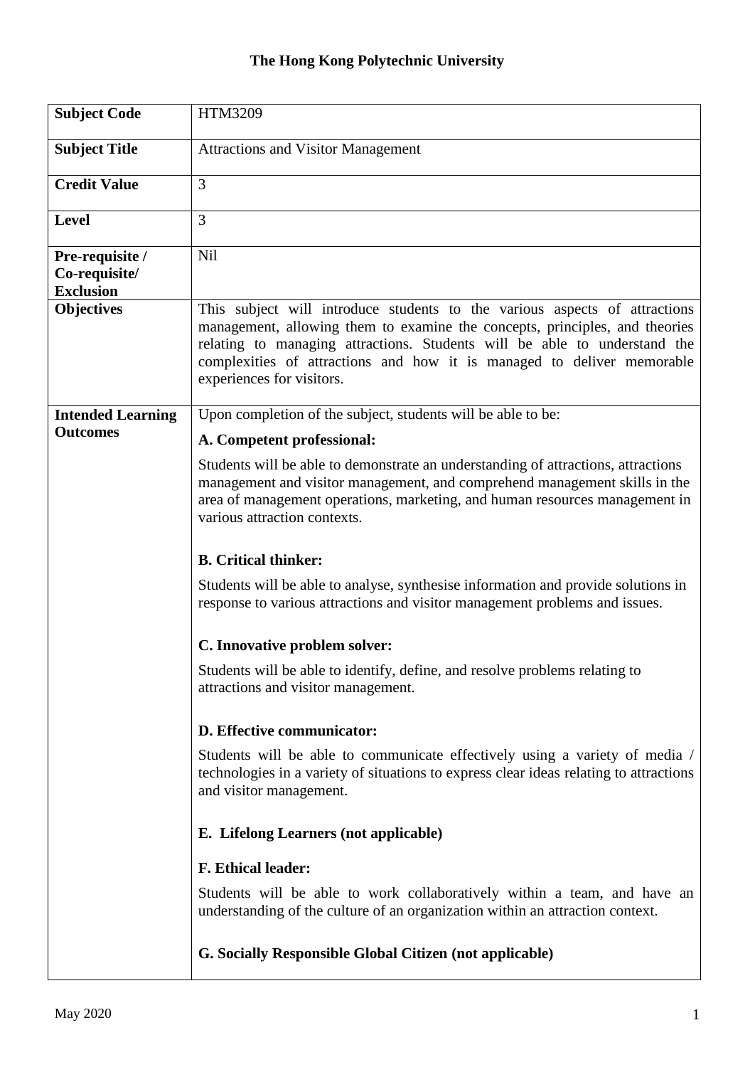# The Hong Kong Polytechnic University

| **Subject Code** | HTM3209 |
|---|---|
| **Subject Title** | Attractions and Visitor Management |
| **Credit Value** | 3 |
| **Level** | 3 |
| **Pre-requisite / Co-requisite/ Exclusion** | Nil |
| **Objectives** | This subject will introduce students to the various aspects of attractions management, allowing them to examine the concepts, principles, and theories relating to managing attractions. Students will be able to understand the complexities of attractions and how it is managed to deliver memorable experiences for visitors. |
| **Intended Learning Outcomes** | Upon completion of the subject, students will be able to be:<br><br>**A. Competent professional:**<br><br>Students will be able to demonstrate an understanding of attractions, attractions management and visitor management, and comprehend management skills in the area of management operations, marketing, and human resources management in various attraction contexts.<br><br>**B. Critical thinker:**<br><br>Students will be able to analyse, synthesise information and provide solutions in response to various attractions and visitor management problems and issues.<br><br>**C. Innovative problem solver:**<br><br>Students will be able to identify, define, and resolve problems relating to attractions and visitor management.<br><br>**D. Effective communicator:**<br><br>Students will be able to communicate effectively using a variety of media / technologies in a variety of situations to express clear ideas relating to attractions and visitor management.<br><br>**E. Lifelong Learners (not applicable)**<br><br>**F. Ethical leader:**<br><br>Students will be able to work collaboratively within a team, and have an understanding of the culture of an organization within an attraction context.<br><br>**G. Socially Responsible Global Citizen (not applicable)** |

May 2020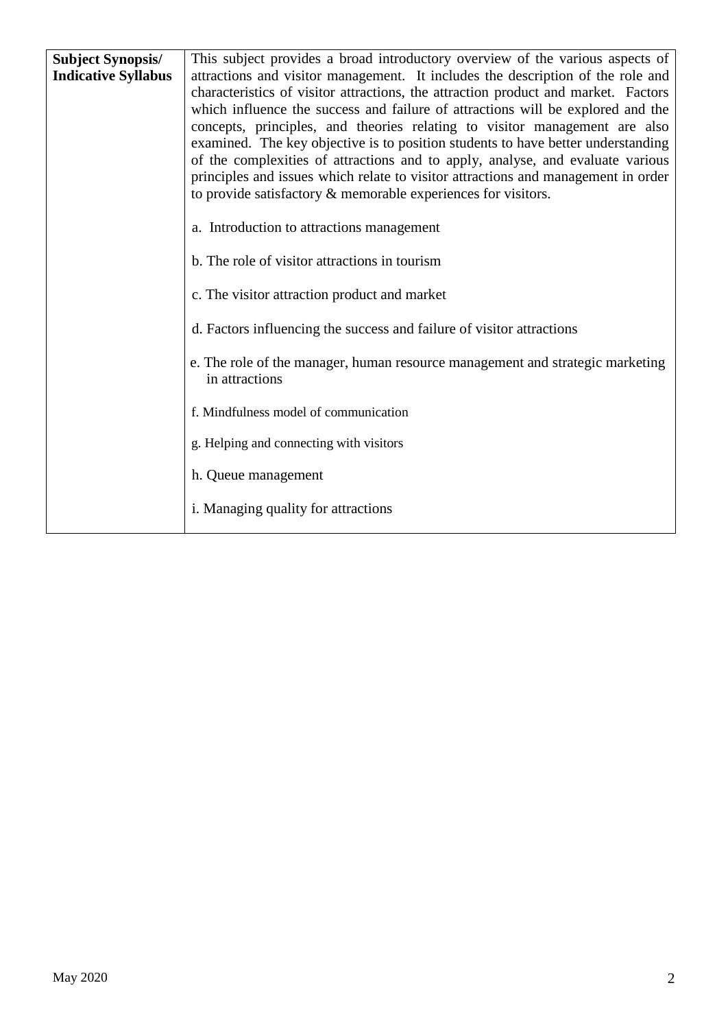| | |
|---|---|
| **Subject Synopsis/ Indicative Syllabus** | This subject provides a broad introductory overview of the various aspects of attractions and visitor management. It includes the description of the role and characteristics of visitor attractions, the attraction product and market. Factors which influence the success and failure of attractions will be explored and the concepts, principles, and theories relating to visitor management are also examined. The key objective is to position students to have better understanding of the complexities of attractions and to apply, analyse, and evaluate various principles and issues which relate to visitor attractions and management in order to provide satisfactory & memorable experiences for visitors.<br><br>a. Introduction to attractions management<br><br>b. The role of visitor attractions in tourism<br><br>c. The visitor attraction product and market<br><br>d. Factors influencing the success and failure of visitor attractions<br><br>e. The role of the manager, human resource management and strategic marketing in attractions<br><br>f. Mindfulness model of communication<br><br>g. Helping and connecting with visitors<br><br>h. Queue management<br><br>i. Managing quality for attractions |

May 2020